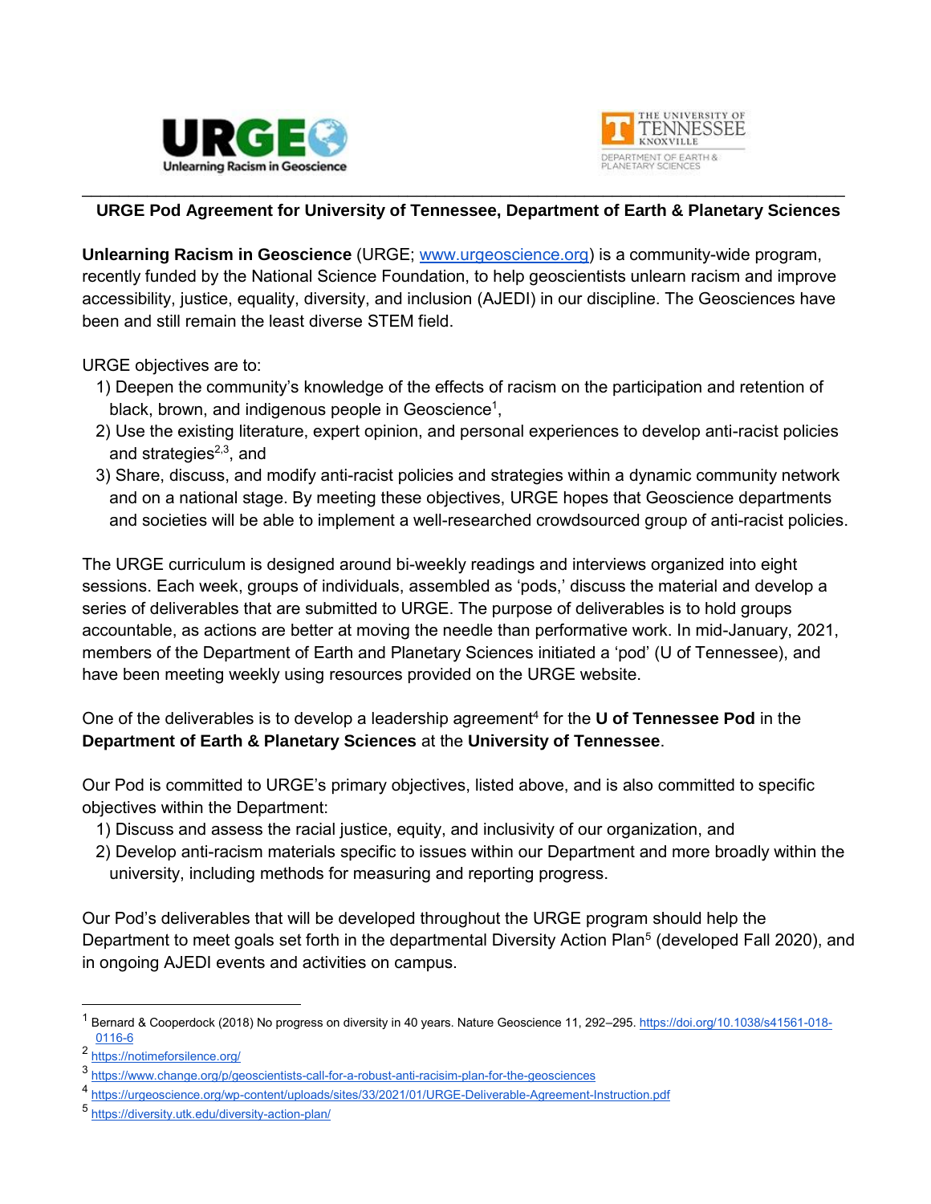## URGE Pod Agreement for University of Tennessee, Department of Earth & Planetary Sciences

**Unlearning Racism in Geoscience** (URGE; www.urgeoscience.org) is a community-wide program, recently funded by the National Science Foundation, to help geoscientists unlearn racism and improve accessibility, justice, equality, diversity, and inclusion (AJEDI) in our discipline. The Geosciences have been and still remain the least diverse STEM field.

URGE objectives are to:

1) Deepen the community's knowledge of the effects of racism on the participation and retention of black, brown, and indigenous people in Geoscience[1],
2) Use the existing literature, expert opinion, and personal experiences to develop anti-racist policies and strategies[2,3], and
3) Share, discuss, and modify anti-racist policies and strategies within a dynamic community network and on a national stage. By meeting these objectives, URGE hopes that Geoscience departments and societies will be able to implement a well-researched crowdsourced group of anti-racist policies.

The URGE curriculum is designed around bi-weekly readings and interviews organized into eight sessions. Each week, groups of individuals, assembled as 'pods,' discuss the material and develop a series of deliverables that are submitted to URGE. The purpose of deliverables is to hold groups accountable, as actions are better at moving the needle than performative work. In mid-January, 2021, members of the Department of Earth and Planetary Sciences initiated a 'pod' (U of Tennessee), and have been meeting weekly using resources provided on the URGE website.

One of the deliverables is to develop a leadership agreement[4] for the **U of Tennessee Pod** in the **Department of Earth & Planetary Sciences** at the **University of Tennessee**.

Our Pod is committed to URGE's primary objectives, listed above, and is also committed to specific objectives within the Department:

1) Discuss and assess the racial justice, equity, and inclusivity of our organization, and
2) Develop anti-racism materials specific to issues within our Department and more broadly within the university, including methods for measuring and reporting progress.

Our Pod's deliverables that will be developed throughout the URGE program should help the Department to meet goals set forth in the departmental Diversity Action Plan[5] (developed Fall 2020), and in ongoing AJEDI events and activities on campus.

---

[1] Bernard & Cooperdock (2018) No progress on diversity in 40 years. Nature Geoscience 11, 292–295. https://doi.org/10.1038/s41561-018-0116-6

[2] https://notimeforsilence.org/

[3] https://www.change.org/p/geoscientists-call-for-a-robust-anti-racisim-plan-for-the-geosciences

[4] https://urgeoscience.org/wp-content/uploads/sites/33/2021/01/URGE-Deliverable-Agreement-Instruction.pdf

[5] https://diversity.utk.edu/diversity-action-plan/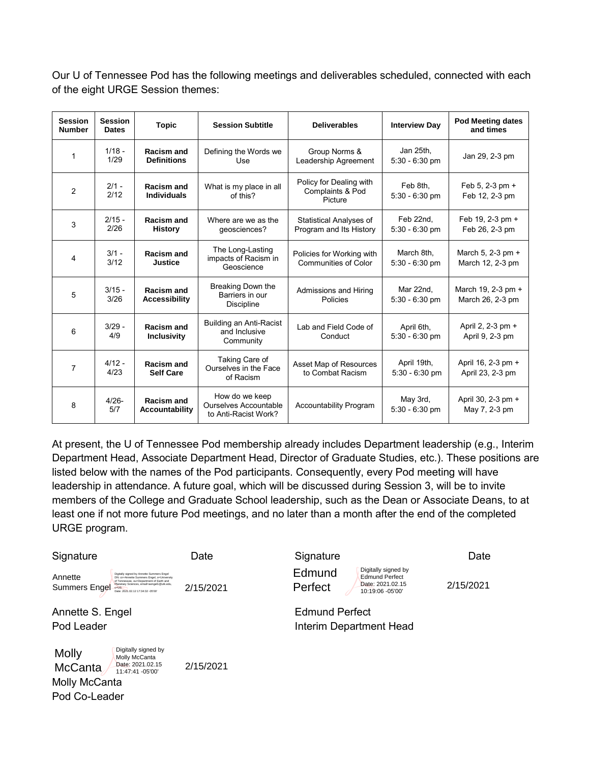Our U of Tennessee Pod has the following meetings and deliverables scheduled, connected with each of the eight URGE Session themes:

| Session Number | Session Dates | Topic | Session Subtitle | Deliverables | Interview Day | Pod Meeting dates and times |
|---|---|---|---|---|---|---|
| 1 | 1/18 - 1/29 | **Racism and Definitions** | Defining the Words we Use | Group Norms & Leadership Agreement | Jan 25th, 5:30 - 6:30 pm | Jan 29, 2-3 pm |
| 2 | 2/1 - 2/12 | **Racism and Individuals** | What is my place in all of this? | Policy for Dealing with Complaints & Pod Picture | Feb 8th, 5:30 - 6:30 pm | Feb 5, 2-3 pm + Feb 12, 2-3 pm |
| 3 | 2/15 - 2/26 | **Racism and History** | Where are we as the geosciences? | Statistical Analyses of Program and Its History | Feb 22nd, 5:30 - 6:30 pm | Feb 19, 2-3 pm + Feb 26, 2-3 pm |
| 4 | 3/1 - 3/12 | **Racism and Justice** | The Long-Lasting impacts of Racism in Geoscience | Policies for Working with Communities of Color | March 8th, 5:30 - 6:30 pm | March 5, 2-3 pm + March 12, 2-3 pm |
| 5 | 3/15 - 3/26 | **Racism and Accessibility** | Breaking Down the Barriers in our Discipline | Admissions and Hiring Policies | Mar 22nd, 5:30 - 6:30 pm | March 19, 2-3 pm + March 26, 2-3 pm |
| 6 | 3/29 - 4/9 | **Racism and Inclusivity** | Building an Anti-Racist and Inclusive Community | Lab and Field Code of Conduct | April 6th, 5:30 - 6:30 pm | April 2, 2-3 pm + April 9, 2-3 pm |
| 7 | 4/12 - 4/23 | **Racism and Self Care** | Taking Care of Ourselves in the Face of Racism | Asset Map of Resources to Combat Racism | April 19th, 5:30 - 6:30 pm | April 16, 2-3 pm + April 23, 2-3 pm |
| 8 | 4/26- 5/7 | **Racism and Accountability** | How do we keep Ourselves Accountable to Anti-Racist Work? | Accountability Program | May 3rd, 5:30 - 6:30 pm | April 30, 2-3 pm + May 7, 2-3 pm |

At present, the U of Tennessee Pod membership already includes Department leadership (e.g., Interim Department Head, Associate Department Head, Director of Graduate Studies, etc.). These positions are listed below with the names of the Pod participants. Consequently, every Pod meeting will have leadership in attendance. A future goal, which will be discussed during Session 3, will be to invite members of the College and Graduate School leadership, such as the Dean or Associate Deans, to at least one if not more future Pod meetings, and no later than a month after the end of the completed URGE program.

| Signature | Date | Signature | Date |
|---|---|---|---|
| Annette Summers Engel (Digitally signed by Annette Summers Engel; DN: cn=Annette Summers Engel, o=University of Tennessee, ou=Department of Earth and Planetary Sciences, email=aengel1@utk.edu, c=US; Date: 2021.02.12 17:34:32 -05'00') | 2/15/2021 | Edmund Perfect (Digitally signed by Edmund Perfect; Date: 2021.02.15 10:19:06 -05'00') | 2/15/2021 |
| Annette S. Engel<br>Pod Leader | | Edmund Perfect<br>Interim Department Head | |
| Molly McCanta (Digitally signed by Molly McCanta; Date: 2021.02.15 11:47:41 -05'00') | 2/15/2021 | | |
| Molly McCanta<br>Pod Co-Leader | | | |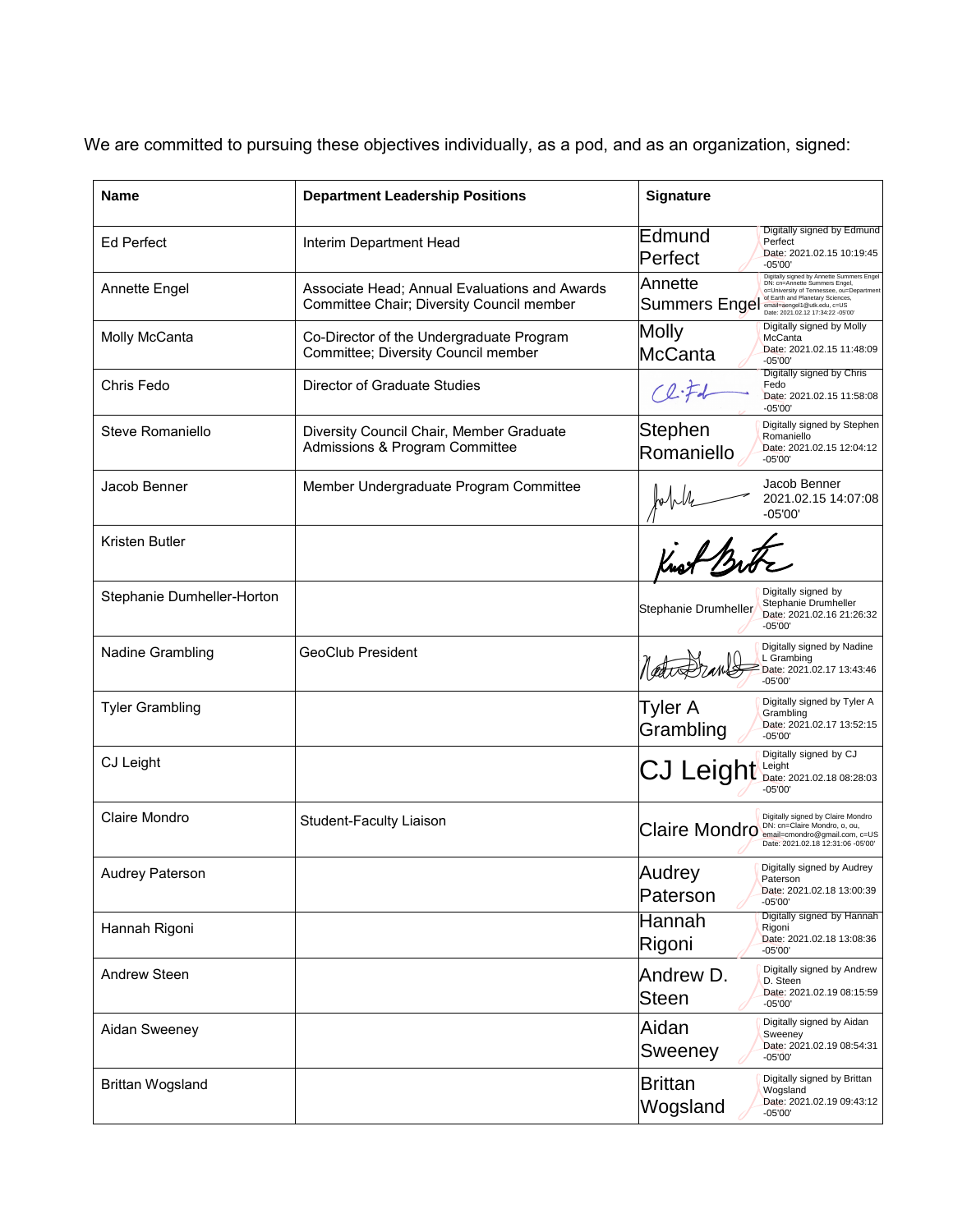We are committed to pursuing these objectives individually, as a pod, and as an organization, signed:

| Name | Department Leadership Positions | Signature |
|---|---|---|
| Ed Perfect | Interim Department Head | Edmund Perfect Digitally signed by Edmund Perfect Date: 2021.02.15 10:19:45 -05'00' |
| Annette Engel | Associate Head; Annual Evaluations and Awards Committee Chair; Diversity Council member | Annette Summers Engel Digitally signed by Annette Summers Engel DN: cn=Annette Summers Engel, o=University of Tennessee, ou=Department of Earth and Planetary Sciences, email=aengel1@utk.edu, c=US Date: 2021.02.12 17:34:22 -05'00' |
| Molly McCanta | Co-Director of the Undergraduate Program Committee; Diversity Council member | Molly McCanta Digitally signed by Molly McCanta Date: 2021.02.15 11:48:09 -05'00' |
| Chris Fedo | Director of Graduate Studies | Digitally signed by Chris Fedo Date: 2021.02.15 11:58:08 -05'00' |
| Steve Romaniello | Diversity Council Chair, Member Graduate Admissions & Program Committee | Stephen Romaniello Digitally signed by Stephen Romaniello Date: 2021.02.15 12:04:12 -05'00' |
| Jacob Benner | Member Undergraduate Program Committee | Jacob Benner 2021.02.15 14:07:08 -05'00' |
| Kristen Butler | | |
| Stephanie Dumheller-Horton | | Stephanie Drumheller Digitally signed by Stephanie Drumheller Date: 2021.02.16 21:26:32 -05'00' |
| Nadine Grambling | GeoClub President | Digitally signed by Nadine L Grambing Date: 2021.02.17 13:43:46 -05'00' |
| Tyler Grambling | | Tyler A Grambling Digitally signed by Tyler A Grambling Date: 2021.02.17 13:52:15 -05'00' |
| CJ Leight | | CJ Leight Digitally signed by CJ Leight Date: 2021.02.18 08:28:03 -05'00' |
| Claire Mondro | Student-Faculty Liaison | Claire Mondro Digitally signed by Claire Mondro DN: cn=Claire Mondro, o, ou, email=cmondro@gmail.com, c=US Date: 2021.02.18 12:31:06 -05'00' |
| Audrey Paterson | | Audrey Paterson Digitally signed by Audrey Paterson Date: 2021.02.18 13:00:39 -05'00' |
| Hannah Rigoni | | Hannah Rigoni Digitally signed by Hannah Rigoni Date: 2021.02.18 13:08:36 -05'00' |
| Andrew Steen | | Andrew D. Steen Digitally signed by Andrew D. Steen Date: 2021.02.19 08:15:59 -05'00' |
| Aidan Sweeney | | Aidan Sweeney Digitally signed by Aidan Sweeney Date: 2021.02.19 08:54:31 -05'00' |
| Brittan Wogsland | | Brittan Wogsland Digitally signed by Brittan Wogsland Date: 2021.02.19 09:43:12 -05'00' |